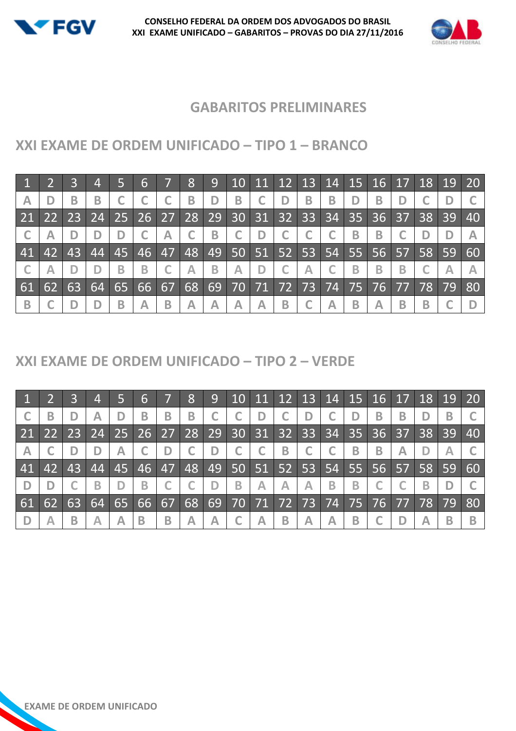CONSELHO FEDERAL DA ORDEM DOS ADVOGADOS DO BRASIL
XXI EXAME UNIFICADO – GABARITOS – PROVAS DO DIA 27/11/2016

# GABARITOS PRELIMINARES

## XXI EXAME DE ORDEM UNIFICADO – TIPO 1 – BRANCO

| 1 | 2 | 3 | 4 | 5 | 6 | 7 | 8 | 9 | 10 | 11 | 12 | 13 | 14 | 15 | 16 | 17 | 18 | 19 | 20 |
|---|---|---|---|---|---|---|---|---|---|---|---|---|---|---|---|---|---|---|---|
| A | D | B | B | C | C | C | B | D | B | C | D | B | B | D | B | D | C | D | C |
| 21 | 22 | 23 | 24 | 25 | 26 | 27 | 28 | 29 | 30 | 31 | 32 | 33 | 34 | 35 | 36 | 37 | 38 | 39 | 40 |
| C | A | D | D | D | C | A | C | B | C | D | C | C | C | B | B | C | D | D | A |
| 41 | 42 | 43 | 44 | 45 | 46 | 47 | 48 | 49 | 50 | 51 | 52 | 53 | 54 | 55 | 56 | 57 | 58 | 59 | 60 |
| C | A | D | D | B | B | C | A | B | A | D | C | A | C | B | B | B | C | A | A |
| 61 | 62 | 63 | 64 | 65 | 66 | 67 | 68 | 69 | 70 | 71 | 72 | 73 | 74 | 75 | 76 | 77 | 78 | 79 | 80 |
| B | C | D | D | B | A | B | A | A | A | A | B | C | A | B | A | B | B | C | D |

## XXI EXAME DE ORDEM UNIFICADO – TIPO 2 – VERDE

| 1 | 2 | 3 | 4 | 5 | 6 | 7 | 8 | 9 | 10 | 11 | 12 | 13 | 14 | 15 | 16 | 17 | 18 | 19 | 20 |
|---|---|---|---|---|---|---|---|---|---|---|---|---|---|---|---|---|---|---|---|
| C | B | D | A | D | B | B | B | C | C | D | C | D | C | D | B | B | D | B | C |
| 21 | 22 | 23 | 24 | 25 | 26 | 27 | 28 | 29 | 30 | 31 | 32 | 33 | 34 | 35 | 36 | 37 | 38 | 39 | 40 |
| A | C | D | D | A | C | D | C | D | C | C | B | C | C | B | B | A | D | A | C |
| 41 | 42 | 43 | 44 | 45 | 46 | 47 | 48 | 49 | 50 | 51 | 52 | 53 | 54 | 55 | 56 | 57 | 58 | 59 | 60 |
| D | D | C | B | D | B | C | C | D | B | A | A | A | B | B | C | C | B | D | C |
| 61 | 62 | 63 | 64 | 65 | 66 | 67 | 68 | 69 | 70 | 71 | 72 | 73 | 74 | 75 | 76 | 77 | 78 | 79 | 80 |
| D | A | B | A | A | B | B | A | A | C | A | B | A | A | B | C | D | A | B | B |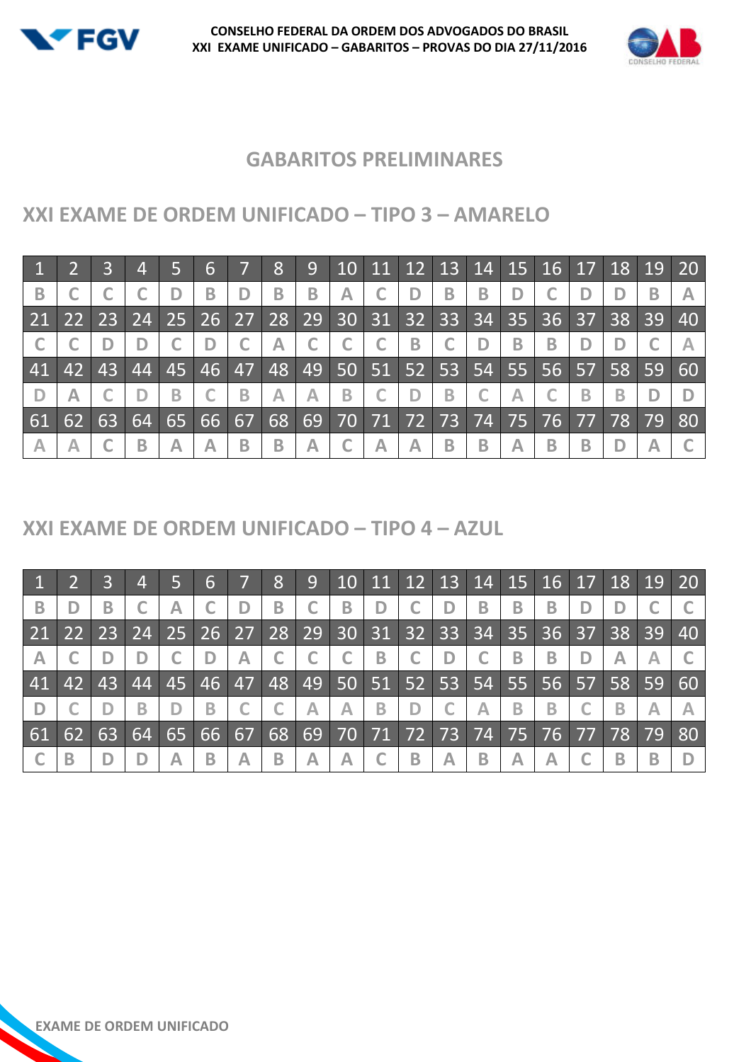# GABARITOS PRELIMINARES

## XXI EXAME DE ORDEM UNIFICADO – TIPO 3 – AMARELO

| 1 | 2 | 3 | 4 | 5 | 6 | 7 | 8 | 9 | 10 | 11 | 12 | 13 | 14 | 15 | 16 | 17 | 18 | 19 | 20 |
|---|---|---|---|---|---|---|---|---|---|---|---|---|---|---|---|---|---|---|---|
| B | C | C | C | D | B | D | B | B | A | C | D | B | B | D | C | D | D | B | A |
| **21** | **22** | **23** | **24** | **25** | **26** | **27** | **28** | **29** | **30** | **31** | **32** | **33** | **34** | **35** | **36** | **37** | **38** | **39** | **40** |
| C | C | D | D | C | D | C | A | C | C | C | B | C | D | B | B | D | D | C | A |
| **41** | **42** | **43** | **44** | **45** | **46** | **47** | **48** | **49** | **50** | **51** | **52** | **53** | **54** | **55** | **56** | **57** | **58** | **59** | **60** |
| D | A | C | D | B | C | B | A | A | B | C | D | B | C | A | C | B | B | D | D |
| **61** | **62** | **63** | **64** | **65** | **66** | **67** | **68** | **69** | **70** | **71** | **72** | **73** | **74** | **75** | **76** | **77** | **78** | **79** | **80** |
| A | A | C | B | A | A | B | B | A | C | A | A | B | B | A | B | B | D | A | C |

## XXI EXAME DE ORDEM UNIFICADO – TIPO 4 – AZUL

| 1 | 2 | 3 | 4 | 5 | 6 | 7 | 8 | 9 | 10 | 11 | 12 | 13 | 14 | 15 | 16 | 17 | 18 | 19 | 20 |
|---|---|---|---|---|---|---|---|---|---|---|---|---|---|---|---|---|---|---|---|
| B | D | B | C | A | C | D | B | C | B | D | C | D | B | B | B | D | D | C | C |
| **21** | **22** | **23** | **24** | **25** | **26** | **27** | **28** | **29** | **30** | **31** | **32** | **33** | **34** | **35** | **36** | **37** | **38** | **39** | **40** |
| A | C | D | D | C | D | A | C | C | C | B | C | D | C | B | B | D | A | A | C |
| **41** | **42** | **43** | **44** | **45** | **46** | **47** | **48** | **49** | **50** | **51** | **52** | **53** | **54** | **55** | **56** | **57** | **58** | **59** | **60** |
| D | C | D | B | D | B | C | C | A | A | B | D | C | A | B | B | C | B | A | A |
| **61** | **62** | **63** | **64** | **65** | **66** | **67** | **68** | **69** | **70** | **71** | **72** | **73** | **74** | **75** | **76** | **77** | **78** | **79** | **80** |
| C | B | D | D | A | B | A | B | A | A | C | B | A | B | A | A | C | B | B | D |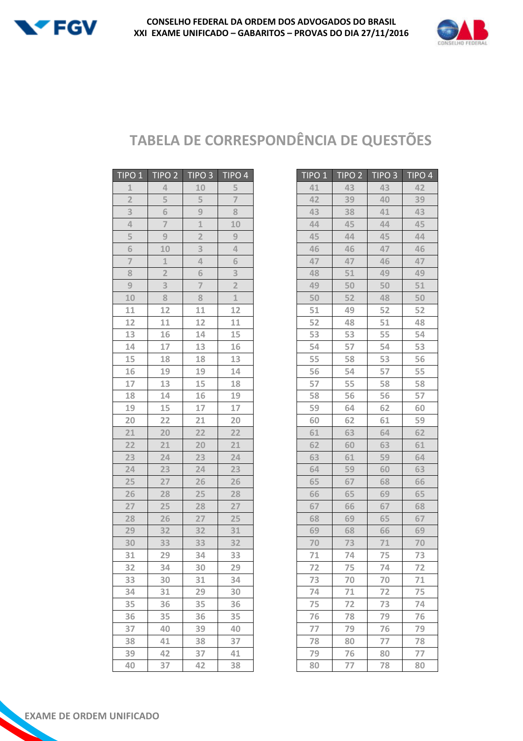# TABELA DE CORRESPONDÊNCIA DE QUESTÕES

| TIPO 1 | TIPO 2 | TIPO 3 | TIPO 4 |
|---|---|---|---|
| 1 | 4 | 10 | 5 |
| 2 | 5 | 5 | 7 |
| 3 | 6 | 9 | 8 |
| 4 | 7 | 1 | 10 |
| 5 | 9 | 2 | 9 |
| 6 | 10 | 3 | 4 |
| 7 | 1 | 4 | 6 |
| 8 | 2 | 6 | 3 |
| 9 | 3 | 7 | 2 |
| 10 | 8 | 8 | 1 |
| 11 | 12 | 11 | 12 |
| 12 | 11 | 12 | 11 |
| 13 | 16 | 14 | 15 |
| 14 | 17 | 13 | 16 |
| 15 | 18 | 18 | 13 |
| 16 | 19 | 19 | 14 |
| 17 | 13 | 15 | 18 |
| 18 | 14 | 16 | 19 |
| 19 | 15 | 17 | 17 |
| 20 | 22 | 21 | 20 |
| 21 | 20 | 22 | 22 |
| 22 | 21 | 20 | 21 |
| 23 | 24 | 23 | 24 |
| 24 | 23 | 24 | 23 |
| 25 | 27 | 26 | 26 |
| 26 | 28 | 25 | 28 |
| 27 | 25 | 28 | 27 |
| 28 | 26 | 27 | 25 |
| 29 | 32 | 32 | 31 |
| 30 | 33 | 33 | 32 |
| 31 | 29 | 34 | 33 |
| 32 | 34 | 30 | 29 |
| 33 | 30 | 31 | 34 |
| 34 | 31 | 29 | 30 |
| 35 | 36 | 35 | 36 |
| 36 | 35 | 36 | 35 |
| 37 | 40 | 39 | 40 |
| 38 | 41 | 38 | 37 |
| 39 | 42 | 37 | 41 |
| 40 | 37 | 42 | 38 |

| TIPO 1 | TIPO 2 | TIPO 3 | TIPO 4 |
|---|---|---|---|
| 41 | 43 | 43 | 42 |
| 42 | 39 | 40 | 39 |
| 43 | 38 | 41 | 43 |
| 44 | 45 | 44 | 45 |
| 45 | 44 | 45 | 44 |
| 46 | 46 | 47 | 46 |
| 47 | 47 | 46 | 47 |
| 48 | 51 | 49 | 49 |
| 49 | 50 | 50 | 51 |
| 50 | 52 | 48 | 50 |
| 51 | 49 | 52 | 52 |
| 52 | 48 | 51 | 48 |
| 53 | 53 | 55 | 54 |
| 54 | 57 | 54 | 53 |
| 55 | 58 | 53 | 56 |
| 56 | 54 | 57 | 55 |
| 57 | 55 | 58 | 58 |
| 58 | 56 | 56 | 57 |
| 59 | 64 | 62 | 60 |
| 60 | 62 | 61 | 59 |
| 61 | 63 | 64 | 62 |
| 62 | 60 | 63 | 61 |
| 63 | 61 | 59 | 64 |
| 64 | 59 | 60 | 63 |
| 65 | 67 | 68 | 66 |
| 66 | 65 | 69 | 65 |
| 67 | 66 | 67 | 68 |
| 68 | 69 | 65 | 67 |
| 69 | 68 | 66 | 69 |
| 70 | 73 | 71 | 70 |
| 71 | 74 | 75 | 73 |
| 72 | 75 | 74 | 72 |
| 73 | 70 | 70 | 71 |
| 74 | 71 | 72 | 75 |
| 75 | 72 | 73 | 74 |
| 76 | 78 | 79 | 76 |
| 77 | 79 | 76 | 79 |
| 78 | 80 | 77 | 78 |
| 79 | 76 | 80 | 77 |
| 80 | 77 | 78 | 80 |